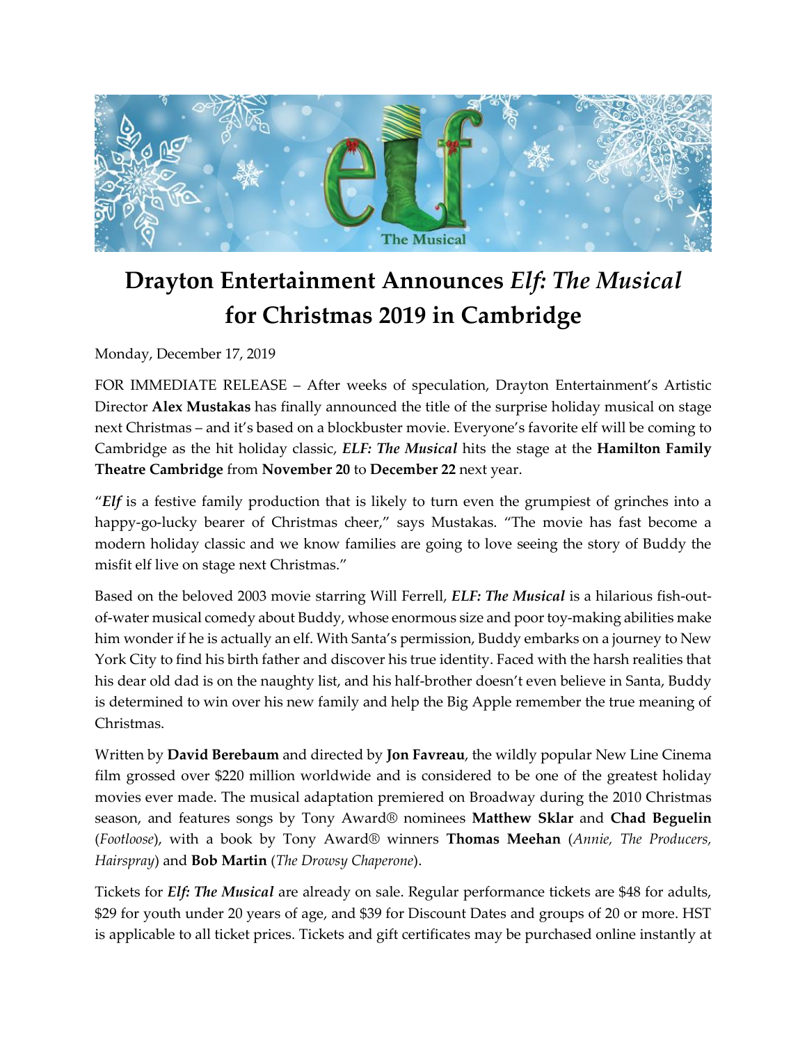# Drayton Entertainment Announces *Elf: The Musical* for Christmas 2019 in Cambridge

Monday, December 17, 2019

FOR IMMEDIATE RELEASE – After weeks of speculation, Drayton Entertainment's Artistic Director **Alex Mustakas** has finally announced the title of the surprise holiday musical on stage next Christmas – and it's based on a blockbuster movie. Everyone's favorite elf will be coming to Cambridge as the hit holiday classic, ***ELF: The Musical*** hits the stage at the **Hamilton Family Theatre Cambridge** from **November 20** to **December 22** next year.

"***Elf*** is a festive family production that is likely to turn even the grumpiest of grinches into a happy-go-lucky bearer of Christmas cheer," says Mustakas. "The movie has fast become a modern holiday classic and we know families are going to love seeing the story of Buddy the misfit elf live on stage next Christmas."

Based on the beloved 2003 movie starring Will Ferrell, ***ELF: The Musical*** is a hilarious fish-out-of-water musical comedy about Buddy, whose enormous size and poor toy-making abilities make him wonder if he is actually an elf. With Santa's permission, Buddy embarks on a journey to New York City to find his birth father and discover his true identity. Faced with the harsh realities that his dear old dad is on the naughty list, and his half-brother doesn't even believe in Santa, Buddy is determined to win over his new family and help the Big Apple remember the true meaning of Christmas.

Written by **David Berebaum** and directed by **Jon Favreau**, the wildly popular New Line Cinema film grossed over $220 million worldwide and is considered to be one of the greatest holiday movies ever made. The musical adaptation premiered on Broadway during the 2010 Christmas season, and features songs by Tony Award® nominees **Matthew Sklar** and **Chad Beguelin** (*Footloose*), with a book by Tony Award® winners **Thomas Meehan** (*Annie, The Producers, Hairspray*) and **Bob Martin** (*The Drowsy Chaperone*).

Tickets for ***Elf: The Musical*** are already on sale. Regular performance tickets are $48 for adults, $29 for youth under 20 years of age, and $39 for Discount Dates and groups of 20 or more. HST is applicable to all ticket prices. Tickets and gift certificates may be purchased online instantly at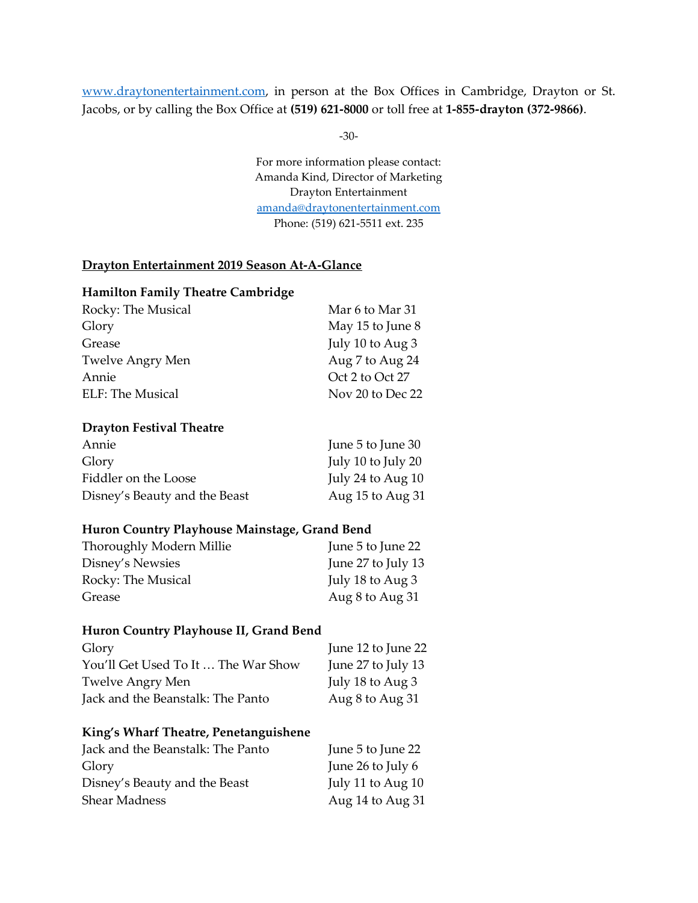www.draytonentertainment.com, in person at the Box Offices in Cambridge, Drayton or St. Jacobs, or by calling the Box Office at **(519) 621-8000** or toll free at **1-855-drayton (372-9866)**.

-30-

For more information please contact:
Amanda Kind, Director of Marketing
Drayton Entertainment
amanda@draytonentertainment.com
Phone: (519) 621-5511 ext. 235

**Drayton Entertainment 2019 Season At-A-Glance**

**Hamilton Family Theatre Cambridge**

| | |
|---|---|
| Rocky: The Musical | Mar 6 to Mar 31 |
| Glory | May 15 to June 8 |
| Grease | July 10 to Aug 3 |
| Twelve Angry Men | Aug 7 to Aug 24 |
| Annie | Oct 2 to Oct 27 |
| ELF: The Musical | Nov 20 to Dec 22 |

**Drayton Festival Theatre**

| | |
|---|---|
| Annie | June 5 to June 30 |
| Glory | July 10 to July 20 |
| Fiddler on the Loose | July 24 to Aug 10 |
| Disney's Beauty and the Beast | Aug 15 to Aug 31 |

**Huron Country Playhouse Mainstage, Grand Bend**

| | |
|---|---|
| Thoroughly Modern Millie | June 5 to June 22 |
| Disney's Newsies | June 27 to July 13 |
| Rocky: The Musical | July 18 to Aug 3 |
| Grease | Aug 8 to Aug 31 |

**Huron Country Playhouse II, Grand Bend**

| | |
|---|---|
| Glory | June 12 to June 22 |
| You'll Get Used To It … The War Show | June 27 to July 13 |
| Twelve Angry Men | July 18 to Aug 3 |
| Jack and the Beanstalk: The Panto | Aug 8 to Aug 31 |

**King's Wharf Theatre, Penetanguishene**

| | |
|---|---|
| Jack and the Beanstalk: The Panto | June 5 to June 22 |
| Glory | June 26 to July 6 |
| Disney's Beauty and the Beast | July 11 to Aug 10 |
| Shear Madness | Aug 14 to Aug 31 |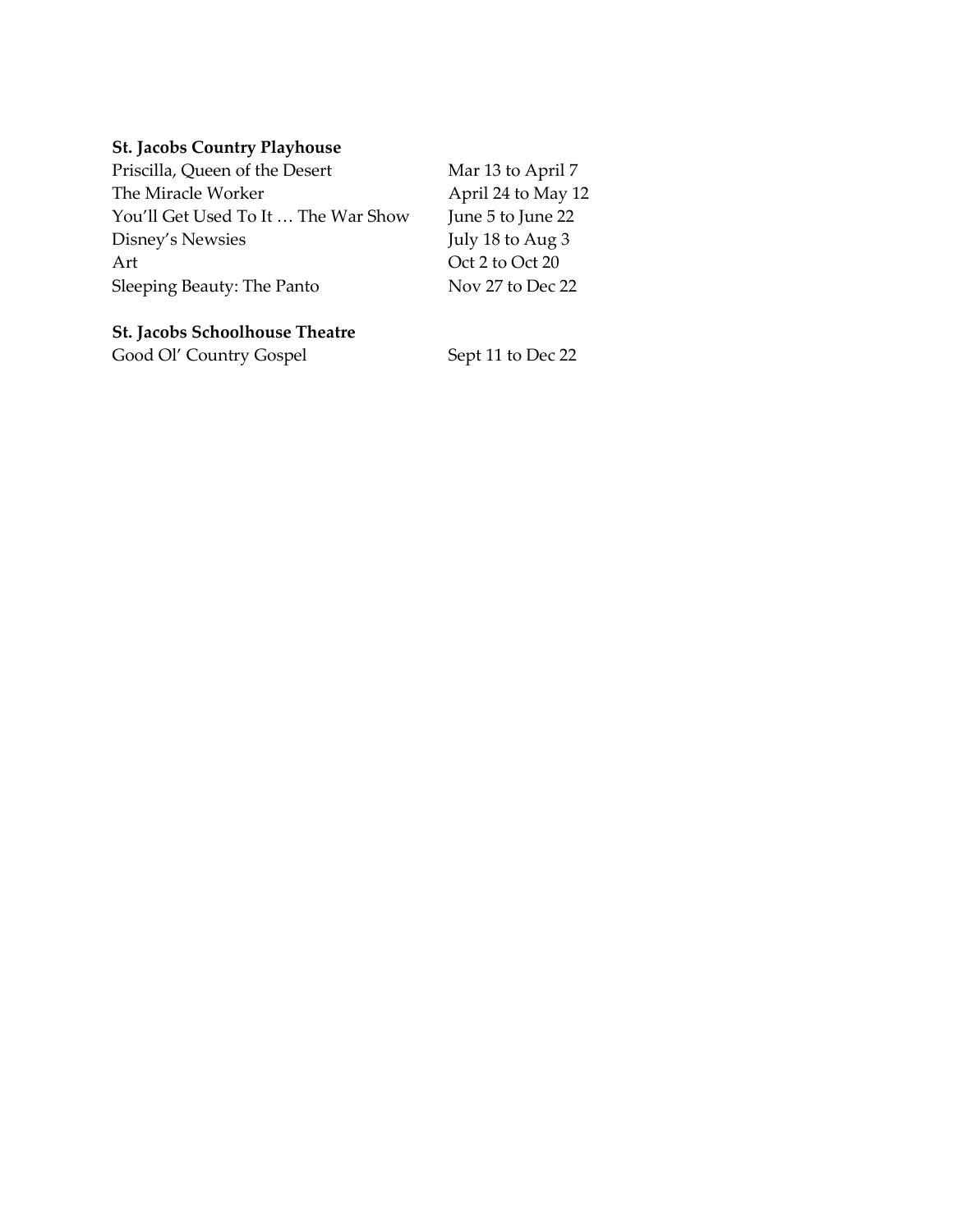**St. Jacobs Country Playhouse**

| | |
|---|---|
| Priscilla, Queen of the Desert | Mar 13 to April 7 |
| The Miracle Worker | April 24 to May 12 |
| You'll Get Used To It … The War Show | June 5 to June 22 |
| Disney's Newsies | July 18 to Aug 3 |
| Art | Oct 2 to Oct 20 |
| Sleeping Beauty: The Panto | Nov 27 to Dec 22 |

**St. Jacobs Schoolhouse Theatre**

| | |
|---|---|
| Good Ol' Country Gospel | Sept 11 to Dec 22 |